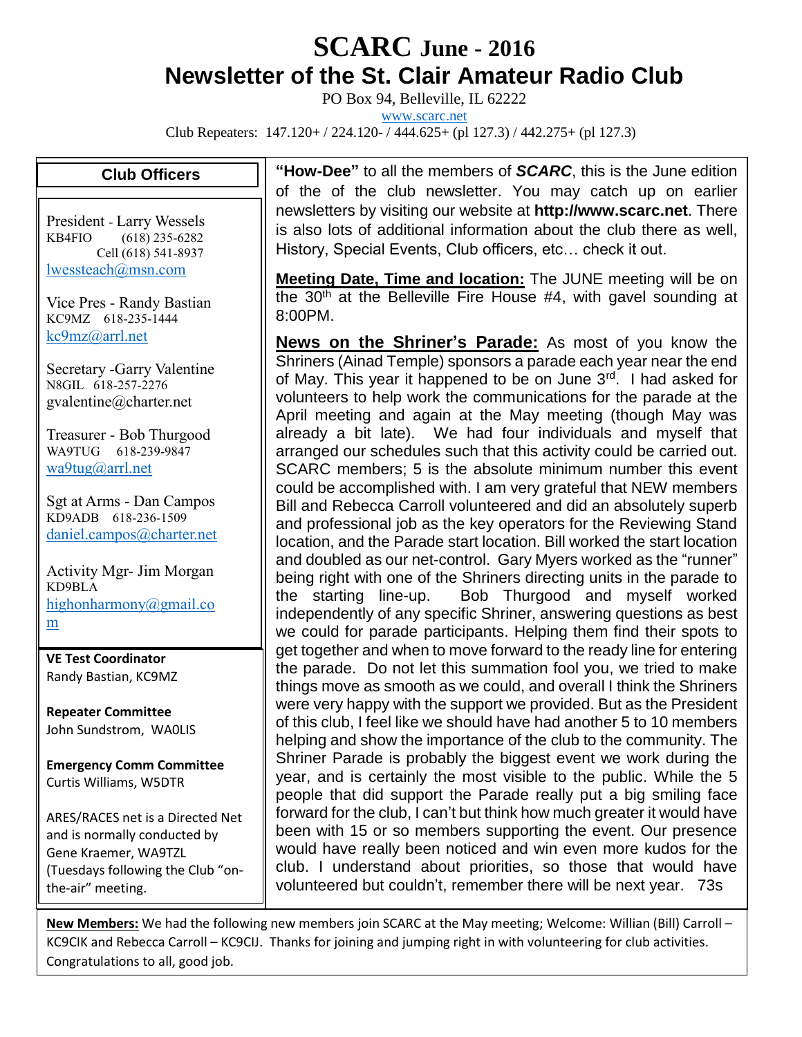# SCARC June - 2016

## Newsletter of the St. Clair Amateur Radio Club

PO Box 94, Belleville, IL 62222

www.scarc.net

Club Repeaters: 147.120+ / 224.120- / 444.625+ (pl 127.3) / 442.275+ (pl 127.3)

### Club Officers

President - Larry Wessels
KB4FIO (618) 235-6282
Cell (618) 541-8937
lwessteach@msn.com

Vice Pres - Randy Bastian
KC9MZ 618-235-1444
kc9mz@arrl.net

Secretary -Garry Valentine
N8GIL 618-257-2276
gvalentine@charter.net

Treasurer - Bob Thurgood
WA9TUG 618-239-9847
wa9tug@arrl.net

Sgt at Arms - Dan Campos
KD9ADB 618-236-1509
daniel.campos@charter.net

Activity Mgr- Jim Morgan
KD9BLA
highonharmony@gmail.com

**VE Test Coordinator**
Randy Bastian, KC9MZ

**Repeater Committee**
John Sundstrom, WA0LIS

**Emergency Comm Committee**
Curtis Williams, W5DTR

ARES/RACES net is a Directed Net and is normally conducted by Gene Kraemer, WA9TZL (Tuesdays following the Club "on-the-air" meeting.

**"How-Dee"** to all the members of ***SCARC***, this is the June edition of the of the club newsletter. You may catch up on earlier newsletters by visiting our website at **http://www.scarc.net**. There is also lots of additional information about the club there as well, History, Special Events, Club officers, etc… check it out.

**Meeting Date, Time and location:** The JUNE meeting will be on the 30th at the Belleville Fire House #4, with gavel sounding at 8:00PM.

**News on the Shriner's Parade:** As most of you know the Shriners (Ainad Temple) sponsors a parade each year near the end of May. This year it happened to be on June 3rd. I had asked for volunteers to help work the communications for the parade at the April meeting and again at the May meeting (though May was already a bit late). We had four individuals and myself that arranged our schedules such that this activity could be carried out. SCARC members; 5 is the absolute minimum number this event could be accomplished with. I am very grateful that NEW members Bill and Rebecca Carroll volunteered and did an absolutely superb and professional job as the key operators for the Reviewing Stand location, and the Parade start location. Bill worked the start location and doubled as our net-control. Gary Myers worked as the "runner" being right with one of the Shriners directing units in the parade to the starting line-up. Bob Thurgood and myself worked independently of any specific Shriner, answering questions as best we could for parade participants. Helping them find their spots to get together and when to move forward to the ready line for entering the parade. Do not let this summation fool you, we tried to make things move as smooth as we could, and overall I think the Shriners were very happy with the support we provided. But as the President of this club, I feel like we should have had another 5 to 10 members helping and show the importance of the club to the community. The Shriner Parade is probably the biggest event we work during the year, and is certainly the most visible to the public. While the 5 people that did support the Parade really put a big smiling face forward for the club, I can't but think how much greater it would have been with 15 or so members supporting the event. Our presence would have really been noticed and win even more kudos for the club. I understand about priorities, so those that would have volunteered but couldn't, remember there will be next year. 73s

**New Members:** We had the following new members join SCARC at the May meeting; Welcome: Willian (Bill) Carroll – KC9CIK and Rebecca Carroll – KC9CIJ. Thanks for joining and jumping right in with volunteering for club activities. Congratulations to all, good job.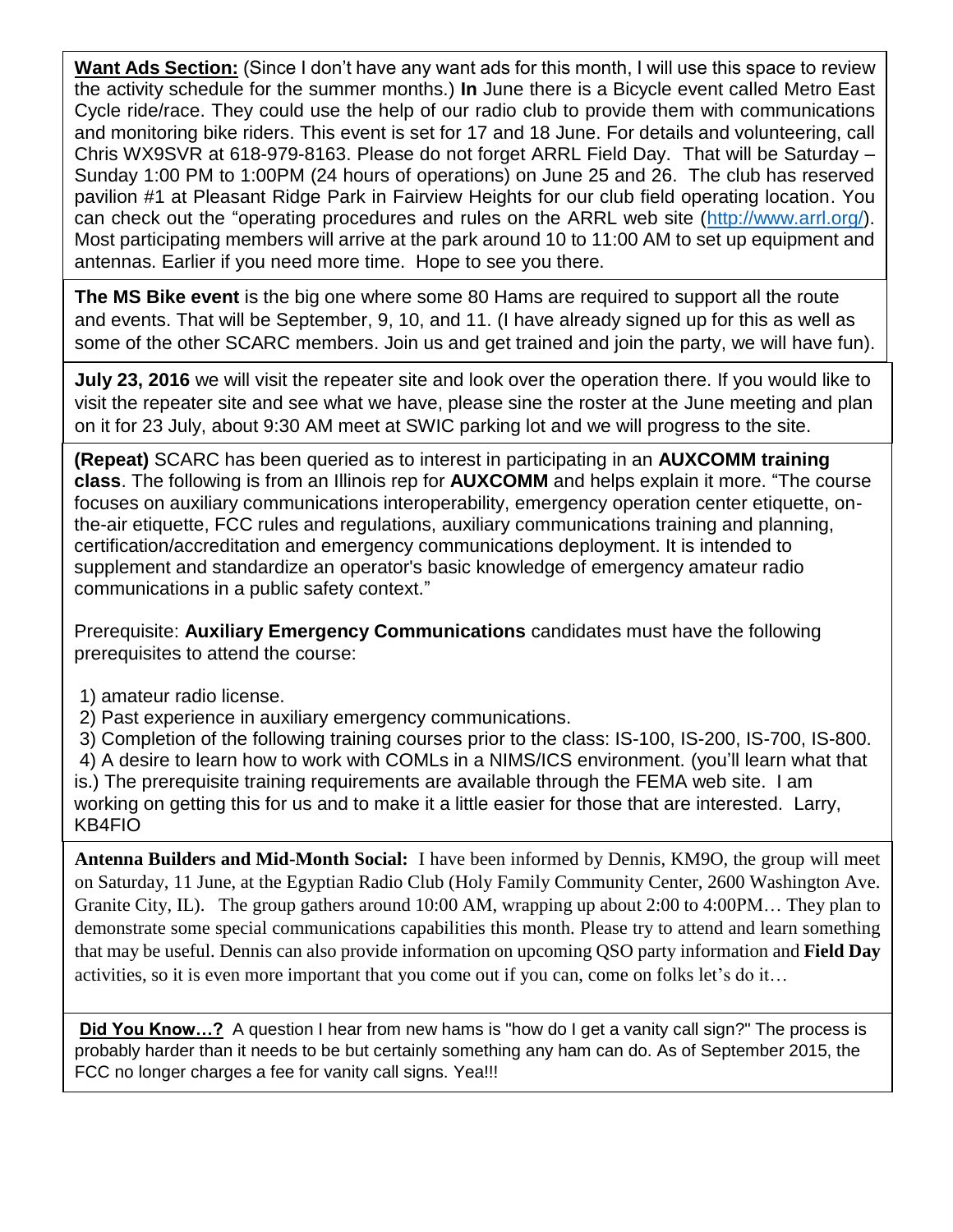**Want Ads Section:** (Since I don't have any want ads for this month, I will use this space to review the activity schedule for the summer months.) **In** June there is a Bicycle event called Metro East Cycle ride/race. They could use the help of our radio club to provide them with communications and monitoring bike riders. This event is set for 17 and 18 June. For details and volunteering, call Chris WX9SVR at 618-979-8163. Please do not forget ARRL Field Day. That will be Saturday – Sunday 1:00 PM to 1:00PM (24 hours of operations) on June 25 and 26. The club has reserved pavilion #1 at Pleasant Ridge Park in Fairview Heights for our club field operating location. You can check out the "operating procedures and rules on the ARRL web site (http://www.arrl.org/). Most participating members will arrive at the park around 10 to 11:00 AM to set up equipment and antennas. Earlier if you need more time. Hope to see you there.

**The MS Bike event** is the big one where some 80 Hams are required to support all the route and events. That will be September, 9, 10, and 11. (I have already signed up for this as well as some of the other SCARC members. Join us and get trained and join the party, we will have fun).

**July 23, 2016** we will visit the repeater site and look over the operation there. If you would like to visit the repeater site and see what we have, please sine the roster at the June meeting and plan on it for 23 July, about 9:30 AM meet at SWIC parking lot and we will progress to the site.

**(Repeat)** SCARC has been queried as to interest in participating in an **AUXCOMM training class**. The following is from an Illinois rep for **AUXCOMM** and helps explain it more. "The course focuses on auxiliary communications interoperability, emergency operation center etiquette, on-the-air etiquette, FCC rules and regulations, auxiliary communications training and planning, certification/accreditation and emergency communications deployment. It is intended to supplement and standardize an operator's basic knowledge of emergency amateur radio communications in a public safety context."

Prerequisite: **Auxiliary Emergency Communications** candidates must have the following prerequisites to attend the course:

1) amateur radio license.
2) Past experience in auxiliary emergency communications.
3) Completion of the following training courses prior to the class: IS-100, IS-200, IS-700, IS-800.
4) A desire to learn how to work with COMLs in a NIMS/ICS environment. (you'll learn what that is.) The prerequisite training requirements are available through the FEMA web site. I am working on getting this for us and to make it a little easier for those that are interested. Larry, KB4FIO

**Antenna Builders and Mid-Month Social:** I have been informed by Dennis, KM9O, the group will meet on Saturday, 11 June, at the Egyptian Radio Club (Holy Family Community Center, 2600 Washington Ave. Granite City, IL). The group gathers around 10:00 AM, wrapping up about 2:00 to 4:00PM… They plan to demonstrate some special communications capabilities this month. Please try to attend and learn something that may be useful. Dennis can also provide information on upcoming QSO party information and **Field Day** activities, so it is even more important that you come out if you can, come on folks let's do it…

**Did You Know…?** A question I hear from new hams is "how do I get a vanity call sign?" The process is probably harder than it needs to be but certainly something any ham can do. As of September 2015, the FCC no longer charges a fee for vanity call signs. Yea!!!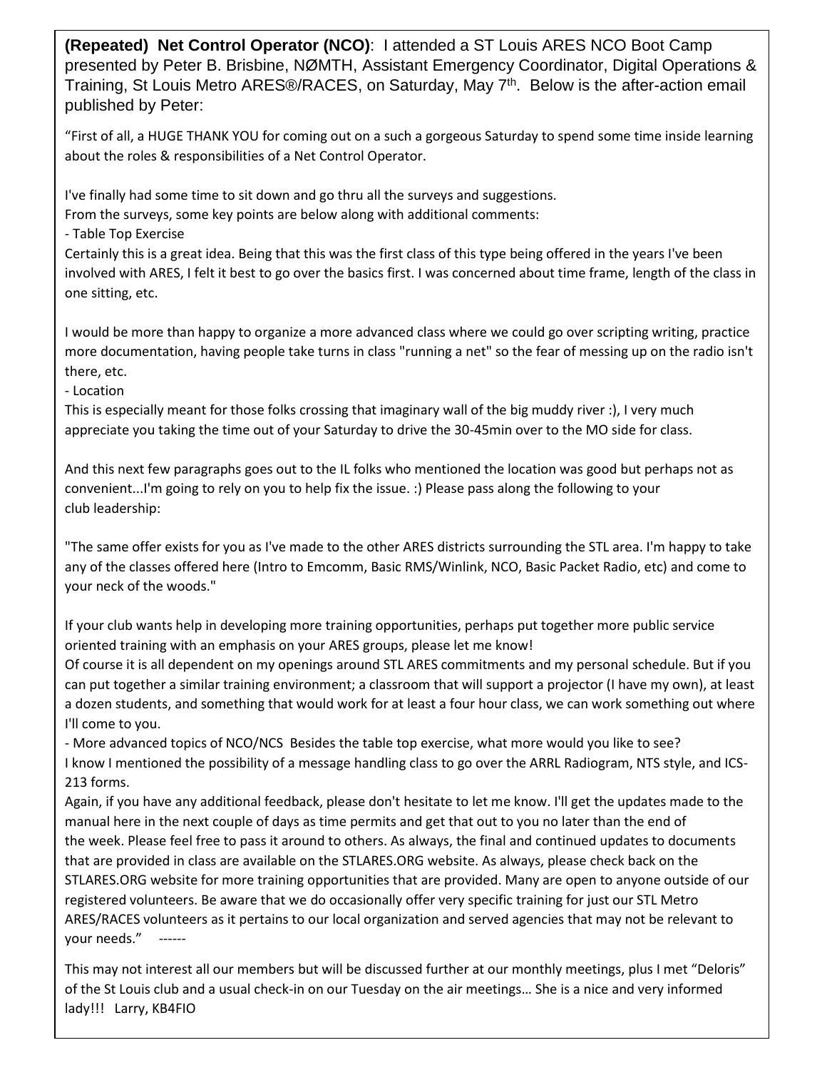**(Repeated) Net Control Operator (NCO)**: I attended a ST Louis ARES NCO Boot Camp presented by Peter B. Brisbine, NØMTH, Assistant Emergency Coordinator, Digital Operations & Training, St Louis Metro ARES®/RACES, on Saturday, May 7th. Below is the after-action email published by Peter:

"First of all, a HUGE THANK YOU for coming out on a such a gorgeous Saturday to spend some time inside learning about the roles & responsibilities of a Net Control Operator.

I've finally had some time to sit down and go thru all the surveys and suggestions.
From the surveys, some key points are below along with additional comments:
- Table Top Exercise
Certainly this is a great idea. Being that this was the first class of this type being offered in the years I've been involved with ARES, I felt it best to go over the basics first. I was concerned about time frame, length of the class in one sitting, etc.

I would be more than happy to organize a more advanced class where we could go over scripting writing, practice more documentation, having people take turns in class "running a net" so the fear of messing up on the radio isn't there, etc.
- Location
This is especially meant for those folks crossing that imaginary wall of the big muddy river :), I very much appreciate you taking the time out of your Saturday to drive the 30-45min over to the MO side for class.

And this next few paragraphs goes out to the IL folks who mentioned the location was good but perhaps not as convenient...I'm going to rely on you to help fix the issue. :) Please pass along the following to your club leadership:

"The same offer exists for you as I've made to the other ARES districts surrounding the STL area. I'm happy to take any of the classes offered here (Intro to Emcomm, Basic RMS/Winlink, NCO, Basic Packet Radio, etc) and come to your neck of the woods."

If your club wants help in developing more training opportunities, perhaps put together more public service oriented training with an emphasis on your ARES groups, please let me know!
Of course it is all dependent on my openings around STL ARES commitments and my personal schedule. But if you can put together a similar training environment; a classroom that will support a projector (I have my own), at least a dozen students, and something that would work for at least a four hour class, we can work something out where I'll come to you.
- More advanced topics of NCO/NCS Besides the table top exercise, what more would you like to see?
I know I mentioned the possibility of a message handling class to go over the ARRL Radiogram, NTS style, and ICS-213 forms.
Again, if you have any additional feedback, please don't hesitate to let me know. I'll get the updates made to the manual here in the next couple of days as time permits and get that out to you no later than the end of the week. Please feel free to pass it around to others. As always, the final and continued updates to documents that are provided in class are available on the STLARES.ORG website. As always, please check back on the STLARES.ORG website for more training opportunities that are provided. Many are open to anyone outside of our registered volunteers. Be aware that we do occasionally offer very specific training for just our STL Metro ARES/RACES volunteers as it pertains to our local organization and served agencies that may not be relevant to your needs." ------

This may not interest all our members but will be discussed further at our monthly meetings, plus I met "Deloris" of the St Louis club and a usual check-in on our Tuesday on the air meetings… She is a nice and very informed lady!!! Larry, KB4FIO